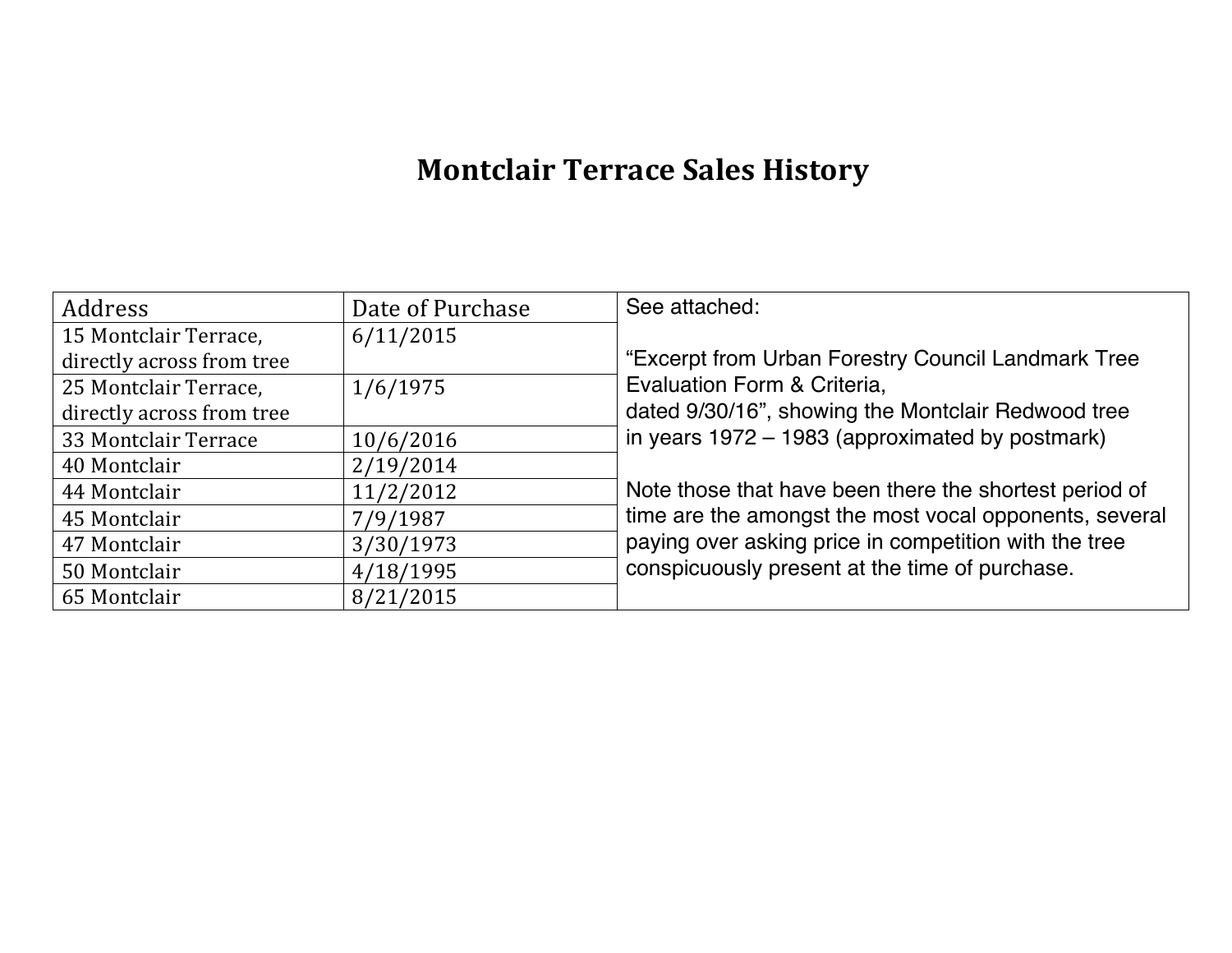# Montclair Terrace Sales History

| Address | Date of Purchase | See attached: "Excerpt from Urban Forestry Council Landmark Tree Evaluation Form & Criteria, dated 9/30/16", showing the Montclair Redwood tree in years 1972 – 1983 (approximated by postmark) Note those that have been there the shortest period of time are the amongst the most vocal opponents, several paying over asking price in competition with the tree conspicuously present at the time of purchase. |
|---|---|---|
| 15 Montclair Terrace, directly across from tree | 6/11/2015 | |
| 25 Montclair Terrace, directly across from tree | 1/6/1975 | |
| 33 Montclair Terrace | 10/6/2016 | |
| 40 Montclair | 2/19/2014 | |
| 44 Montclair | 11/2/2012 | |
| 45 Montclair | 7/9/1987 | |
| 47 Montclair | 3/30/1973 | |
| 50 Montclair | 4/18/1995 | |
| 65 Montclair | 8/21/2015 | |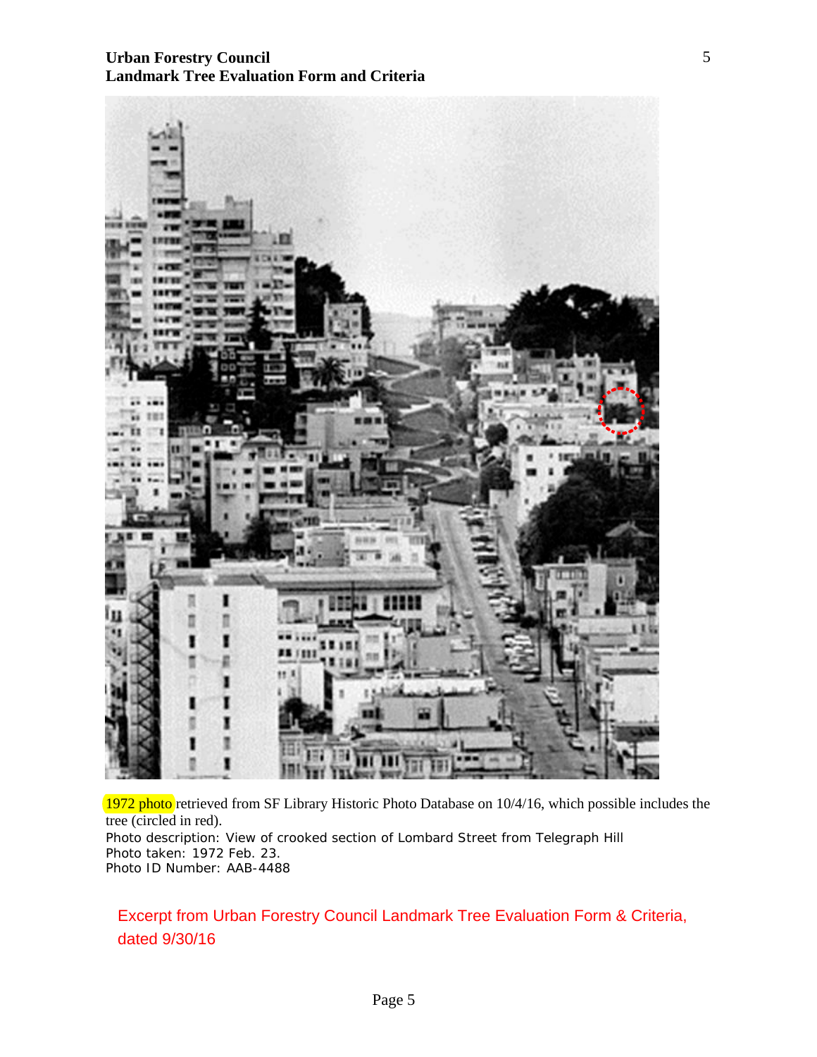**Urban Forestry Council**
**Landmark Tree Evaluation Form and Criteria**

1972 photo retrieved from SF Library Historic Photo Database on 10/4/16, which possible includes the tree (circled in red).
Photo description: View of crooked section of Lombard Street from Telegraph Hill
Photo taken: 1972 Feb. 23.
Photo ID Number: AAB-4488

Excerpt from Urban Forestry Council Landmark Tree Evaluation Form & Criteria, dated 9/30/16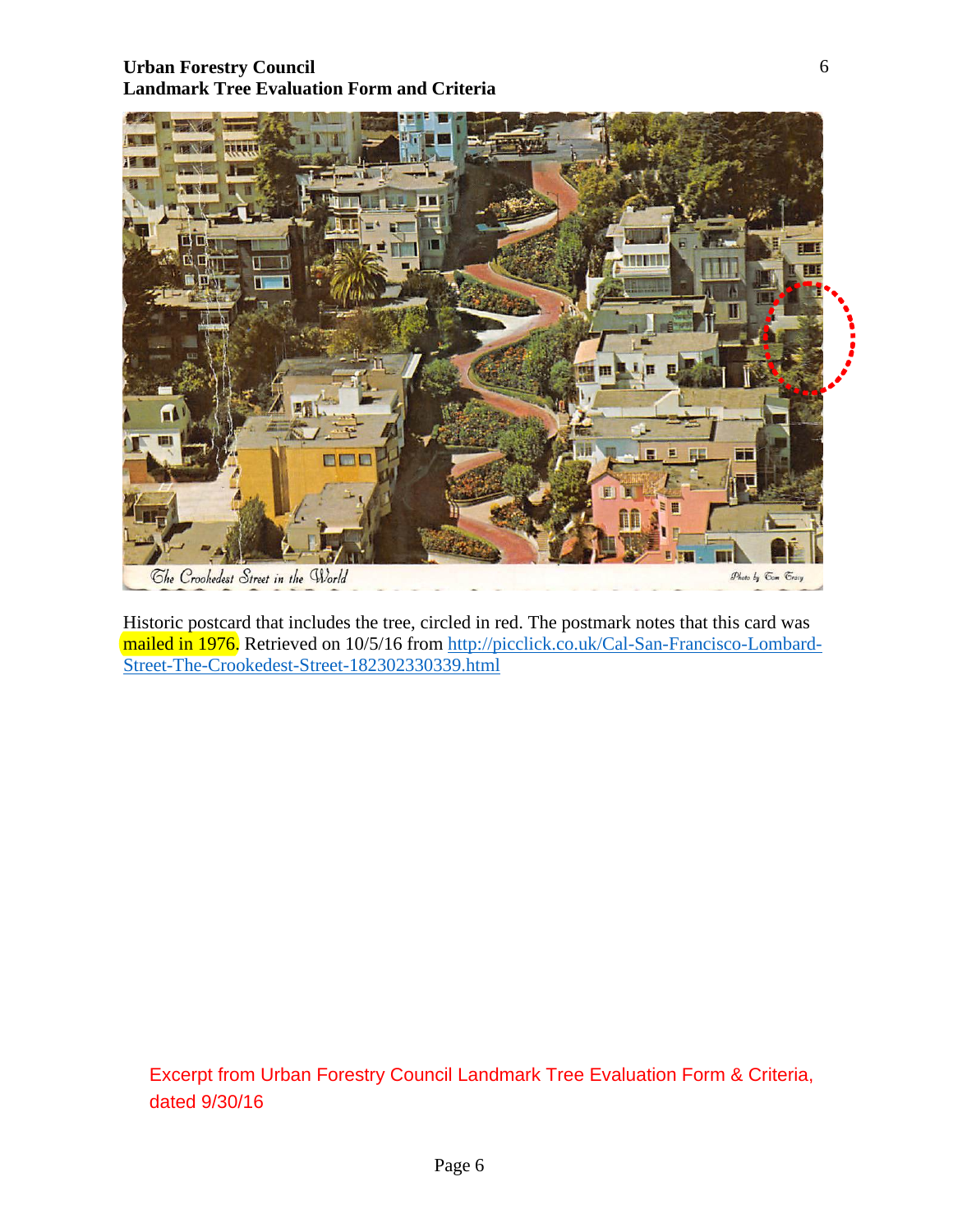Historic postcard that includes the tree, circled in red. The postmark notes that this card was mailed in 1976. Retrieved on 10/5/16 from http://picclick.co.uk/Cal-San-Francisco-Lombard-Street-The-Crookedest-Street-182302330339.html

Excerpt from Urban Forestry Council Landmark Tree Evaluation Form & Criteria, dated 9/30/16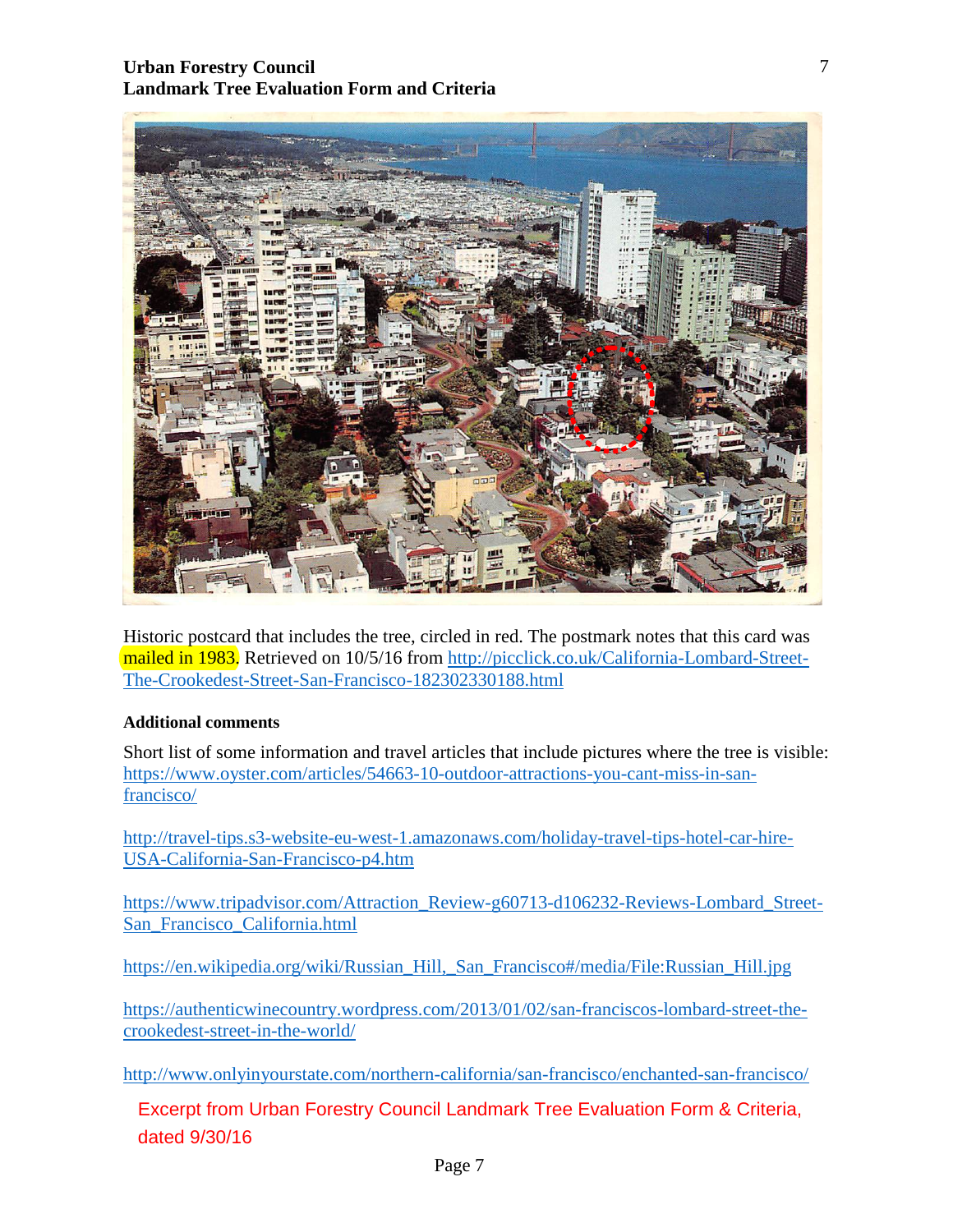Historic postcard that includes the tree, circled in red. The postmark notes that this card was mailed in 1983. Retrieved on 10/5/16 from http://picclick.co.uk/California-Lombard-Street-The-Crookedest-Street-San-Francisco-182302330188.html

**Additional comments**

Short list of some information and travel articles that include pictures where the tree is visible:
https://www.oyster.com/articles/54663-10-outdoor-attractions-you-cant-miss-in-san-francisco/

http://travel-tips.s3-website-eu-west-1.amazonaws.com/holiday-travel-tips-hotel-car-hire-USA-California-San-Francisco-p4.htm

https://www.tripadvisor.com/Attraction_Review-g60713-d106232-Reviews-Lombard_Street-San_Francisco_California.html

https://en.wikipedia.org/wiki/Russian_Hill,_San_Francisco#/media/File:Russian_Hill.jpg

https://authenticwinecountry.wordpress.com/2013/01/02/san-franciscos-lombard-street-the-crookedest-street-in-the-world/

http://www.onlyinyourstate.com/northern-california/san-francisco/enchanted-san-francisco/

Excerpt from Urban Forestry Council Landmark Tree Evaluation Form & Criteria, dated 9/30/16